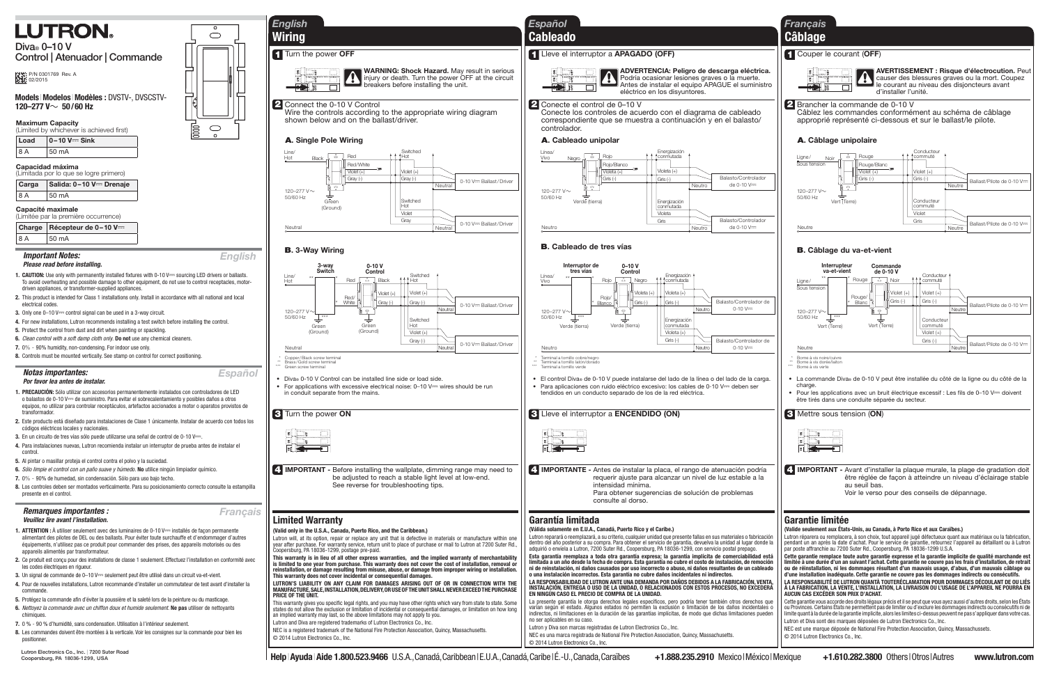# LUTRON

Diva® 0–10 V
Control | Atenuador | Commande

P/N 0301769 Rev. A
02/2015

**Models | Modelos | Modèles :** DVSTV-, DVSCSTV-
**120–277 V~ 50/60 Hz**

**Maximum Capacity**
(Limited by whichever is achieved first)

| Load | 0–10 V⎓ Sink |
|---|---|
| 8 A | 50 mA |

**Capacidad máxima**
(Limitada por lo que se logre primero)

| Carga | Salida: 0–10 V⎓ Drenaje |
|---|---|
| 8 A | 50 mA |

**Capacité maximale**
(Limitée par la première occurrence)

| Charge | Récepteur de 0–10 V⎓ |
|---|---|
| 8 A | 50 mA |

## Important Notes: — English

***Please read before installing.***

1. **CAUTION:** Use only with permanently installed fixtures with 0-10 V⎓ sourcing LED drivers or ballasts. To avoid overheating and possible damage to other equipment, do not use to control receptacles, motor-driven appliances, or transformer-supplied appliances.
2. This product is intended for Class 1 installations only. Install in accordance with all national and local electrical codes.
3. Only one 0-10 V⎓ control signal can be used in a 3-way circuit.
4. For new installations, Lutron recommends installing a test switch before installing the control.
5. Protect the control from dust and dirt when painting or spackling.
6. *Clean control with a soft damp cloth only.* **Do not** use any chemical cleaners.
7. 0% - 90% humidity, non-condensing. For indoor use only.
8. Controls must be mounted vertically. See stamp on control for correct positioning.

## Notas importantes: — Español

***Por favor lea antes de instalar.***

1. **PRECAUCIÓN:** Sólo utilizar con accesorios permanentemente instalados con controladores de LED o balastos de 0-10 V⎓ de suministro. Para evitar el sobrecalentamiento y posibles daños a otros equipos, no utilizar para controlar receptáculos, motores o aparatos provistos de transformador.
2. Este producto está diseñado para instalaciones de Clase 1 únicamente. Instalar de acuerdo con todos los códigos eléctricos locales y nacionales.
3. En un circuito de tres vías sólo puede utilizarse una señal de control de 0-10 V⎓.
4. Para instalaciones nuevas, Lutron recomienda instalar un interruptor de prueba antes de instalar el control.
5. Al pintar o masillar proteja el control contra el polvo y la suciedad.
6. *Sólo limpie el control con un paño suave y húmedo.* **No** utilice ningún limpiador químico.
7. 0% - 90% de humedad, sin condensación. Sólo para uso bajo techo.
8. Los controles deben ser montados verticalmente. Para su posicionamiento correcto consulte la estampilla presente en el control.

## Remarques importantes : — Français

***Veuillez lire avant l'installation.***

1. **ATTENTION :** À utiliser seulement avec des luminaires de 0-10 V⎓ installés de façon permanente alimentant des pilotes de DEL ou des ballasts. Pour éviter toute surchauffe et d'endommager d'autres équipements, n'utilisez pas ce produit pour commander des prises, des appareils motorisés ou des appareils alimentés par transformateur.
2. Ce produit est conçu pour des installations de classe 1 seulement. Effectuez l'installation en conformité avec les codes électriques en rigueur.
3. Un signal de commande de 0–10 V⎓ seulement peut être utilisé dans un circuit va-et-vient.
4. Pour de nouvelles installations, Lutron recommande d'installer un commutateur de test avant d'installer la commande.
5. Protégez la commande afin d'éviter la poussière et la saleté lors de la peinture ou du masticage.
6. *Nettoyez la commande avec un chiffon doux et humide seulement.* **Ne pas** utiliser de nettoyants chimiques.
7. 0 % - 90 % d'humidité, sans condensation. Utilisation à l'intérieur seulement.
8. Les commandes doivent être montées à la verticale. Voir les consignes sur la commande pour bien les positionner.

Lutron Electronics Co., Inc. | 7200 Suter Road
Coopersburg, PA 18036-1299, USA

# English — Wiring

**1** Turn the power **OFF**

**WARNING: Shock Hazard.** May result in serious injury or death. Turn the power OFF at the circuit breakers before installing the unit.

**2** Connect the 0-10 V Control
Wire the controls to the appropriate wiring diagram shown below and on the ballast/driver.

### A. Single Pole Wiring

Line/Hot; Black; Red; Switched Hot; Red/White; Violet (+); Gray (-); Neutral; 0-10 V⎓ Ballast/Driver; 120–277 V~ 50/60 Hz; Green (Ground); Switched Hot; Violet; Gray; 0-10 V⎓ Ballast/Driver; Neutral

### B. 3-Way Wiring

3-way Switch; 0-10 V Control; Line/Hot; Red; Black; Switched Hot; Red/White; Violet (+); Gray (-); Neutral; 0-10 V⎓ Ballast/Driver; 120–277 V~ 50/60 Hz; Green (Ground); Green (Ground); Switched Hot; Violet (+); Gray (-); 0-10 V⎓ Ballast/Driver; Neutral

\* Copper/Black screw terminal
\** Brass/Gold screw terminal
\*** Green screw terminal

- Diva® 0-10 V Control can be installed line side or load side.
- For applications with excessive electrical noise: 0–10 V⎓ wires should be run in conduit separate from the mains.

**3** Turn the power **ON**

**4** **IMPORTANT -** Before installing the wallplate, dimming range may need to be adjusted to reach a stable light level at low-end. See reverse for troubleshooting tips.

## Limited Warranty

**(Valid only in the U.S.A., Canada, Puerto Rico, and the Caribbean.)**

Lutron will, at its option, repair or replace any unit that is defective in materials or manufacture within one year after purchase. For warranty service, return unit to place of purchase or mail to Lutron at 7200 Suter Rd., Coopersburg, PA 18036-1299, postage pre-paid.

**This warranty is in lieu of all other express warranties, and the implied warranty of merchantability is limited to one year from purchase. This warranty does not cover the cost of installation, removal or reinstallation, or damage resulting from misuse, abuse, or damage from improper wiring or installation. This warranty does not cover incidental or consequential damages.**

**LUTRON'S LIABILITY ON ANY CLAIM FOR DAMAGES ARISING OUT OF OR IN CONNECTION WITH THE MANUFACTURE, SALE, INSTALLATION, DELIVERY, OR USE OF THE UNIT SHALL NEVER EXCEED THE PURCHASE PRICE OF THE UNIT.**

This warranty gives you specific legal rights, and you may have other rights which vary from state to state. Some states do not allow the exclusion or limitation of incidental or consequential damages, or limitation on how long an implied warranty may last, so the above limitations may not apply to you.

Lutron and Diva are registered trademarks of Lutron Electronics Co., Inc.

NEC is a registered trademark of the National Fire Protection Association, Quincy, Massachusetts.

© 2014 Lutron Electronics Co., Inc.

# Español — Cableado

**1** Lleve el interruptor a **APAGADO (OFF)**

**ADVERTENCIA: Peligro de descarga eléctrica.** Podría ocasionar lesiones graves o la muerte. Antes de instalar el equipo APAGUE el suministro eléctrico en los disyuntores.

**2** Conecte el control de 0–10 V
Conecte los controles de acuerdo con el diagrama de cableado correspondiente que se muestra a continuación y en el balasto/controlador.

### A. Cableado unipolar

Línea/Vivo; Negro; Rojo; Energización conmutada; Rojo/Blanco; Violeta (+); Gris (-); Neutro; Balasto/Controlador de 0-10 V⎓; 120–277 V~ 50/60 Hz; Verde (tierra); Energización conmutada; Violeta; Gris; Balasto/Controlador de 0-10 V⎓; Neutro

### B. Cableado de tres vías

Interruptor de tres vías; 0–10 V Control; Línea/Vivo; Rojo; Negro; Energización conmutada; Rojo/Blanco; Violeta (+); Gris (-); Neutro; Balasto/Controlador de 0-10 V⎓; 120–277 V~ 50/60 Hz; Verde (tierra); Verde (tierra); Energización conmutada; Violeta (+); Gris (-); Balasto/Controlador de 0-10 V⎓; Neutro

\* Terminal a tornillo cobre/negro
\** Terminal a tornillo latón/dorado
\*** Terminal a tornillo verde

- El control Diva® de 0-10 V puede instalarse del lado de la línea o del lado de la carga.
- Para aplicaciones con ruido eléctrico excesivo: los cables de 0-10 V⎓ deben ser tendidos en un conducto separado de los de la red eléctrica.

**3** Lleve el interruptor a **ENCENDIDO (ON)**

**4** **IMPORTANTE -** Antes de instalar la placa, el rango de atenuación podría requerir ajuste para alcanzar un nivel de luz estable a la intensidad mínima. Para obtener sugerencias de solución de problemas consulte al dorso.

## Garantía limitada

**(Válida solamente en E.U.A., Canadá, Puerto Rico y el Caribe.)**

Lutron reparará o reemplazará, a su criterio, cualquier unidad que presente fallas en sus materiales o fabricación dentro del año posterior a su compra. Para obtener el servicio de garantía, devuelva la unidad al lugar donde la adquirió o envíela a Lutron, 7200 Suter Rd., Coopersburg, PA 18036-1299, con servicio postal prepago.

**Esta garantía reemplaza a toda otra garantía expresa; la garantía implícita de comerciabilidad está limitada a un año desde la fecha de compra. Esta garantía no cubre el costo de instalación, de remoción ni de reinstalación, ni daños causados por uso incorrecto o abuso, ni daños resultantes de un cableado o una instalación incorrectos. Esta garantía no cubre daños incidentales ni indirectos.**

**LA RESPONSABILIDAD DE LUTRON ANTE UNA DEMANDA POR DAÑOS DEBIDOS A LA FABRICACIÓN, VENTA, INSTALACIÓN, ENTREGA O USO DE LA UNIDAD, O RELACIONADOS CON ESTOS PROCESOS, NO EXCEDERÁ EN NINGÚN CASO EL PRECIO DE COMPRA DE LA UNIDAD.**

La presente garantía le otorga derechos legales específicos, pero podría tener también otros derechos que varían según el estado. Algunos estados no permiten la exclusión o limitación de los daños incidentales o indirectos, ni limitaciones en la duración de las garantías implícitas, de modo que dichas limitaciones pueden no ser aplicables en su caso.

Lutron y Diva son marcas registradas de Lutron Electronics Co., Inc.

NEC es una marca registrada de National Fire Protection Association, Quincy, Massachusetts.

© 2014 Lutron Electronics Co., Inc.

# Français — Câblage

**1** Couper le courant (**OFF**)

**AVERTISSEMENT : Risque d'électrocution.** Peut causer des blessures graves ou la mort. Coupez le courant au niveau des disjoncteurs avant d'installer l'unité.

**2** Brancher la commande de 0-10 V
Câblez les commandes conformément au schéma de câblage approprié représenté ci-dessous et sur le ballast/le pilote.

### A. Câblage unipolaire

Ligne/Sous tension; Noir; Rouge; Conducteur commuté; Rouge/Blanc; Violet (+); Gris (-); Neutre; Ballast/Pilote de 0-10 V⎓; 120–277 V~ 50/60 Hz; Vert (Terre); Conducteur commuté; Violet; Gris; Ballast/Pilote de 0-10 V⎓; Neutre

### B. Câblage du va-et-vient

Interrupteur va-et-vient; Commande de 0-10 V; Ligne/Sous tension; Rouge; Noir; Conducteur commuté; Rouge/Blanc; Violet (+); Gris (-); Neutre; Ballast/Pilote de 0-10 V⎓; 120–277 V~ 50/60 Hz; Vert (Terre); Vert (Terre); Conducteur commuté; Violet (+); Gris (-); Ballast/Pilote de 0-10 V⎓; Neutre

\* Borne à vis noire/cuivre
\** Borne à vis dorée/laiton
\*** Borne à vis verte

- La commande Diva® de 0-10 V peut être installée du côté de la ligne ou du côté de la charge.
- Pour les applications avec un bruit électrique excessif : Les fils de 0–10 V⎓ doivent être tirés dans une conduite séparée du secteur.

**3** Mettre sous tension (**ON**)

**4** **IMPORTANT -** Avant d'installer la plaque murale, la plage de gradation doit être réglée de façon à atteindre un niveau d'éclairage stable au seuil bas. Voir le verso pour des conseils de dépannage.

## Garantie limitée

**(Valide seulement aux États-Unis, au Canada, à Porto Rico et aux Caraïbes.)**

Lutron réparera ou remplacera, à son choix, tout appareil jugé défectueux quant aux matériaux ou la fabrication, pendant un an après la date d'achat. Pour le service de garantie, retournez l'appareil au détaillant ou à Lutron par poste affranchie au 7200 Suter Rd., Coopersburg, PA 18036-1299 U.S.A.

**Cette garantie remplace toute autre garantie expresse et la garantie implicite de qualité marchande est limitée à une durée d'un an suivant l'achat. Cette garantie ne couvre pas les frais d'installation, de retrait ou de réinstallation, ni les dommages résultant d'un mauvais usage, d'abus, d'un mauvais câblage ou d'une installation inadéquate. Cette garantie ne couvre pas les dommages indirects ou consécutifs.**

**LA RESPONSABILITÉ DE LUTRON QUANTÀ TOUTERÉCLAMATION POUR DOMMAGES DÉCOULANT DE OU LIÉS À LA FABRICATION, LA VENTE, L'INSTALLATION, LA LIVRAISON OU L'USAGE DE L'APPAREIL NE POURRA EN AUCUN CAS EXCÉDER SON PRIX D'ACHAT.**

Cette garantie vous accorde des droits légaux précis et il se peut que vous ayez aussi d'autres droits, selon les États ou Provinces. Certains États ne permettent pas de limiter ou d'exclure les dommages indirects ou consécutifs ni de limite quant à la durée de la garantie implicite, alors les limites ci-dessus peuvent ne pas s'appliquer dans votre cas.

Lutron et Diva sont des marques déposées de Lutron Electronics Co., Inc.

NEC est une marque déposée de National Fire Protection Association, Quincy, Massachusetts.

© 2014 Lutron Electronics Co., Inc.

**Help | Ayuda | Aide 1.800.523.9466** U.S.A., Canadá, Caribbean | E.U.A., Canadá, Caribe | É.-U., Canada, Caraïbes **+1.888.235.2910** Mexico | México | Mexique **+1.610.282.3800** Others | Otros | Autres **www.lutron.com**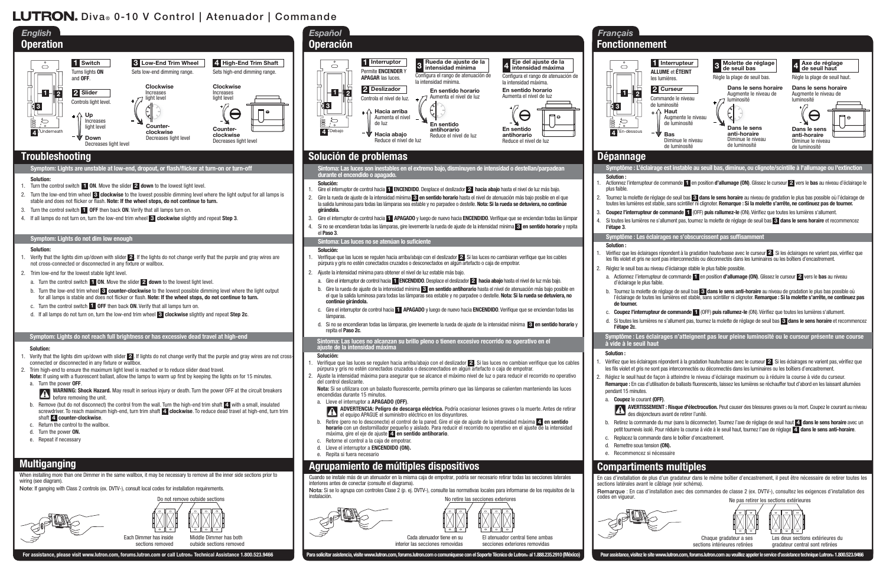# LUTRON. Diva® 0-10 V Control | Atenuador | Commande

## English

## Operation

**1** Switch
Turns lights **ON** and **OFF**.

**2** Slider
Controls light level.

**Up** Increases light level

**Down** Decreases light level

**3** Low-End Trim Wheel
Sets low-end dimming range.

**Clockwise** Increases light level

**Counter-clockwise** Decreases light level

**4** High-End Trim Shaft
Sets high-end dimming range.

**Clockwise** Increases light level

**Counter-clockwise** Decreases light level

4 Underneath

## Troubleshooting

**Symptom: Lights are unstable at low-end, dropout, or flash/flicker at turn-on or turn-off**

**Solution:**

1. Turn the control switch **1** **ON**. Move the slider **2** **down** to the lowest light level.
2. Turn the low-end trim wheel **3** **clockwise** to the lowest possible dimming level where the light output for all lamps is stable and does not flicker or flash. **Note: If the wheel stops, do not continue to turn.**
3. Turn the control switch **1** **OFF** then back **ON**. Verify that all lamps turn on.
4. If all lamps do not turn on, turn the low-end trim wheel **3** **clockwise** slightly and repeat **Step 3**.

**Symptom: Lights do not dim low enough**

**Solution:**

1. Verify that the lights dim up/down with slider **2**. If the lights do not change verify that the purple and gray wires are not cross-connected or disconnected in any fixture or wallbox.
2. Trim low-end for the lowest stable light level.
   a. Turn the control switch **1** **ON**. Move the slider **2** **down** to the lowest light level.
   b. Turn the low-end trim wheel **3** **counter-clockwise** to the lowest possible dimming level where the light output for all lamps is stable and does not flicker or flash. **Note: If the wheel stops, do not continue to turn.**
   c. Turn the control switch **1** **OFF** then back **ON**. Verify that all lamps turn on.
   d. If all lamps do not turn on, turn the low-end trim wheel **3** **clockwise** slightly and repeat **Step 2c**.

**Symptom: Lights do not reach full brightness or has excessive dead travel at high-end**

**Solution:**

1. Verify that the lights dim up/down with slider **2**. If lights do not change verify that the purple and gray wires are not cross-connected or disconnected in any fixture or wallbox.
2. Trim high-end to ensure the maximum light level is reached or to reduce slider dead travel.
   **Note:** If using with a fluorescent ballast, allow the lamps to warm up first by keeping the lights on for 15 minutes.
   a. Turn the power **OFF**.
      **WARNING: Shock Hazard.** May result in serious injury or death. Turn the power OFF at the circuit breaker before removing the unit.
   b. Remove (but do not disconnect) the control from the wall. Turn the high-end trim shaft **4** with a small, insulated screwdriver. To reach maximum high-end, turn trim shaft **4** **clockwise**. To reduce dead travel at high-end, turn trim shaft **4** **counter-clockwise**.
   c. Return the control to the wallbox.
   d. Turn the power **ON.**
   e. Repeat if necessary

## Multiganging

When installing more than one Dimmer in the same wallbox, it may be necessary to remove all the inner side sections prior to wiring (see diagram).

**Note**: If ganging with Class 2 controls (ex. DVTV-), consult local codes for installation requirements.

Do not remove outside sections

Each Dimmer has inside sections removed

Middle Dimmer has both outside sections removed

For assistance, please visit www.lutron.com, forums.lutron.com or call Lutron® Technical Assistance 1.800.523.9466

## Español

## Operación

**1** Interruptor
Permite **ENCENDER** Y **APAGAR** las luces.

**2** Deslizador
Controla el nivel de luz.

**Hacia arriba** Aumenta el nivel de luz

**Hacia abajo** Reduce el nivel de luz

**3** Rueda de ajuste de la intensidad mínima
Configura el rango de atenuación de la intensidad mínima.

**En sentido horario** Aumenta el nivel de luz

**En sentido antihorario** Reduce el nivel de luz

**4** Eje del ajuste de la intensidad máxima
Configura el rango de atenuación de la intensidad máxima.

**En sentido horario** Aumenta el nivel de luz

**En sentido antihorario** Reduce el nivel de luz

4 Debajo

## Solución de problemas

**Síntoma: Las luces son inestables en el extremo bajo, disminuyen de intensidad o destellan/parpadean durante el encendido o apagado.**

**Solución:**

1. Gire el interruptor de control hacia **1** **ENCENDIDO**. Desplace el deslizador **2** **hacia abajo** hasta el nivel de luz más bajo.
2. Gire la rueda de ajuste de la intensidad mínima **3** **en sentido horario** hasta el nivel de atenuación más bajo posible en el que la salida luminosa para todas las lámparas sea estable y no parpadee o destelle. **Nota: Si la rueda se detuviera, no continúe girándola.**
3. Gire el interruptor de control hacia **1** **APAGADO** y luego de nuevo hacia **ENCENDIDO**. Verifique que se enciendan todas las lámpar
4. Si no se encendieran todas las lámparas, gire levemente la rueda de ajuste de la intensidad mínima **3** **en sentido horario** y repita el **Paso 3**.

**Síntoma: Las luces no se atenúan lo suficiente**

**Solución:**

1. Verifique que las luces se regulen hacia arriba/abajo con el deslizador **2**. Si las luces no cambiaran verifique que los cables púrpura y gris no estén conectados cruzados o desconectados en algún artefacto o caja de empotrar.
2. Ajuste la intensidad mínima para obtener el nivel de luz estable más bajo.
   a. Gire el interruptor de control hacia **1** **ENCENDIDO**. Desplace el deslizador **2** **hacia abajo** hasta el nivel de luz más bajo.
   b. Gire la rueda de ajuste de la intensidad mínima **3** **en sentido antihorario** hasta el nivel de atenuación más bajo posible en el que la salida luminosa para todas las lámparas sea estable y no parpadee o destelle. **Nota: Si la rueda se detuviera, no continúe girándola.**
   c. Gire el interruptor de control hacia **1** **APAGADO** y luego de nuevo hacia **ENCENDIDO**. Verifique que se enciendan todas las lámparas.
   d. Si no se encendieran todas las lámparas, gire levemente la rueda de ajuste de la intensidad mínima **3** **en sentido horario** y repita el **Paso 2c**.

**Síntoma: Las luces no alcanzan su brillo pleno o tienen excesivo recorrido no operativo en el ajuste de la intensidad máxima**

**Solución:**

1. Verifique que las luces se regulen hacia arriba/abajo con el deslizador **2**. Si las luces no cambian verifique que los cables púrpura y gris no estén conectados cruzados o desconectados en algún artefacto o caja de empotrar.
2. Ajuste la intensidad máxima para asegurar que se alcance el máximo nivel de luz o para reducir el recorrido no operativo del control deslizante.
   **Nota:** Si se utilizara con un balasto fluorescente, permita primero que las lámparas se calienten manteniendo las luces encendidas durante 15 minutos.
   a. Lleve el interruptor a **APAGADO (OFF)**.
      **ADVERTENCIA: Peligro de descarga eléctrica.** Podría ocasionar lesiones graves o la muerte. Antes de retirar el equipo APAGUE el suministro eléctrico en los disyuntores.
   b. Retire (pero no lo desconecte) el control de la pared. Gire el eje de ajuste de la intensidad máxima **4** **en sentido horario** con un destornillador pequeño y aislado. Para reducir el recorrido no operativo en el ajuste de la intensidad máxima, gire el eje de ajuste **4** **en sentido antihorario**.
   c. Retorne el control a la caja de empotrar.
   d. Lleve el interruptor a **ENCENDIDO (ON).**
   e. Repita si fuera necesario

## Agrupamiento de múltiples dispositivos

Cuando se instale más de un atenuador en la misma caja de empotrar, podría ser necesario retirar todas las secciones laterales interiores antes de conectar (consulte el diagrama).

**Nota**: Si se lo agrupa con controles Clase 2 (p. ej. DVTV-), consulte las normativas locales para informarse de los requisitos de la instalación.

No retire las secciones exteriores

Cada atenuador tiene en su interior las secciones removidas

El atenuador central tiene ambas secciones exteriores removidas

Para solicitar asistencia, visite www.lutron.com, forums.lutron.com o comuníquese con el Soporte Técnico de Lutron® al 1.888.235.2910 (México)

## Français

## Fonctionnement

**1** Interrupteur
**ALLUME** et **ÉTEINT** les lumières.

**2** Curseur
Commande le niveau de luminosité

**Haut** Augmente le niveau de luminosité

**Bas** Diminue le niveau de luminosité

**3** Molette de réglage de seuil bas
Règle la plage de seuil bas.

**Dans le sens horaire** Augmente le niveau de luminosité

**Dans le sens anti-horaire** Diminue le niveau de luminosité

**4** Axe de réglage de seuil haut
Règle la plage de seuil haut.

**Dans le sens horaire** Augmente le niveau de luminosité

**Dans le sens anti-horaire** Diminue le niveau de luminosité

4 En-dessous

## Dépannage

**Symptôme : L'éclairage est instable au seuil bas, diminue, ou clignote/scintille à l'allumage ou l'extinction**

**Solution :**

1. Actionnez l'interrupteur de commande **1** en position **d'allumage (ON)**. Glissez le curseur **2** vers le **bas** au niveau d'éclairage le plus faible.
2. Tournez la molette de réglage de seuil bas **3** **dans le sens horaire** au niveau de gradation le plus bas possible où l'éclairage de toutes les lumières est stable, sans scintiller ni clignoter. **Remarque : Si la molette s'arrête, ne continuez pas de tourner.**
3. **Coupez l'interrupteur de commande** **1** (OFF) **puis rallumez-le** (ON). Vérifiez que toutes les lumières s'allument.
4. Si toutes les lumières ne s'allument pas, tournez la molette de réglage de seuil bas **3** **dans le sens horaire** et recommencez **l'étape 3**.

**Symptôme : Les éclairages ne s'obscurcissent pas suffisamment**

**Solution :**

1. Vérifiez que les éclairages répondent à la gradation haute/basse avec le curseur **2**. Si les éclairages ne varient pas, vérifiez que les fils violet et gris ne sont pas interconnectés ou déconnectés dans les luminaires ou les boîtiers d'encastrement.
2. Réglez le seuil bas au niveau d'éclairage stable le plus faible possible.
   a. Actionnez l'interrupteur de commande **1** en position **d'allumage (ON)**. Glissez le curseur **2** vers le **bas** au niveau d'éclairage le plus faible.
   b. Tournez la molette de réglage de seuil bas **3** **dans le sens anti-horaire** au niveau de gradation le plus bas possible où l'éclairage de toutes les lumières est stable, sans scintiller ni clignoter. **Remarque : Si la molette s'arrête, ne continuez pas de tourner.**
   c. **Coupez l'interrupteur de commande** **1** (OFF) **puis rallumez-le** (ON). Vérifiez que toutes les lumières s'allument.
   d. Si toutes les lumières ne s'allument pas, tournez la molette de réglage de seuil bas **3** **dans le sens horaire** et recommencez **l'étape 2c**.

**Symptôme : Les éclairages n'atteignent pas leur pleine luminosité ou le curseur présente une course à vide à le seuil haut**

**Solution :**

1. Vérifiez que les éclairages répondent à la gradation haute/basse avec le curseur **2**. Si les éclairages ne varient pas, vérifiez que les fils violet et gris ne sont pas interconnectés ou déconnectés dans les luminaires ou les boîtiers d'encastrement.
2. Réglez le seuil haut de façon à atteindre le niveau d'éclairage maximum ou à réduire la course à vide du curseur.
   **Remarque :** En cas d'utilisation de ballasts fluorescents, laissez les lumières se réchauffer tout d'abord en les laissant allumées pendant 15 minutes.
   a. **Coupez** le courant **(OFF)**.
      **AVERTISSEMENT : Risque d'électrocution.** Peut causer des blessures graves ou la mort. Coupez le courant au niveau des disjoncteurs avant de retirer l'unité.
   b. Retirez la commande du mur (sans la déconnecter). Tournez l'axe de réglage de seuil haut **4** **dans le sens horaire** avec un petit tournevis isolé. Pour réduire la course à vide à le seuil haut, tournez l'axe de réglage **4** **dans le sens anti-horaire**.
   c. Replacez la commande dans le boîtier d'encastrement.
   d. Remettre sous tension **(ON).**
   e. Recommencez si nécessaire

## Compartiments multiples

En cas d'installation de plus d'un gradateur dans le même boîtier d'encastrement, il peut être nécessaire de retirer toutes les sections latérales avant le câblage (voir schéma).

**Remarque** : En cas d'installation avec des commandes de classe 2 (ex. DVTV-), consultez les exigences d'installation des codes en vigueur.

Ne pas retirer les sections extérieures

Chaque gradateur a ses sections intérieures retirées

Les deux sections extérieures du gradateur central sont retirées

Pour assistance, visitez le site www.lutron.com, forums.lutron.com au veuillez appeler le service d'assistance technique Lutron® 1.800.523.9466